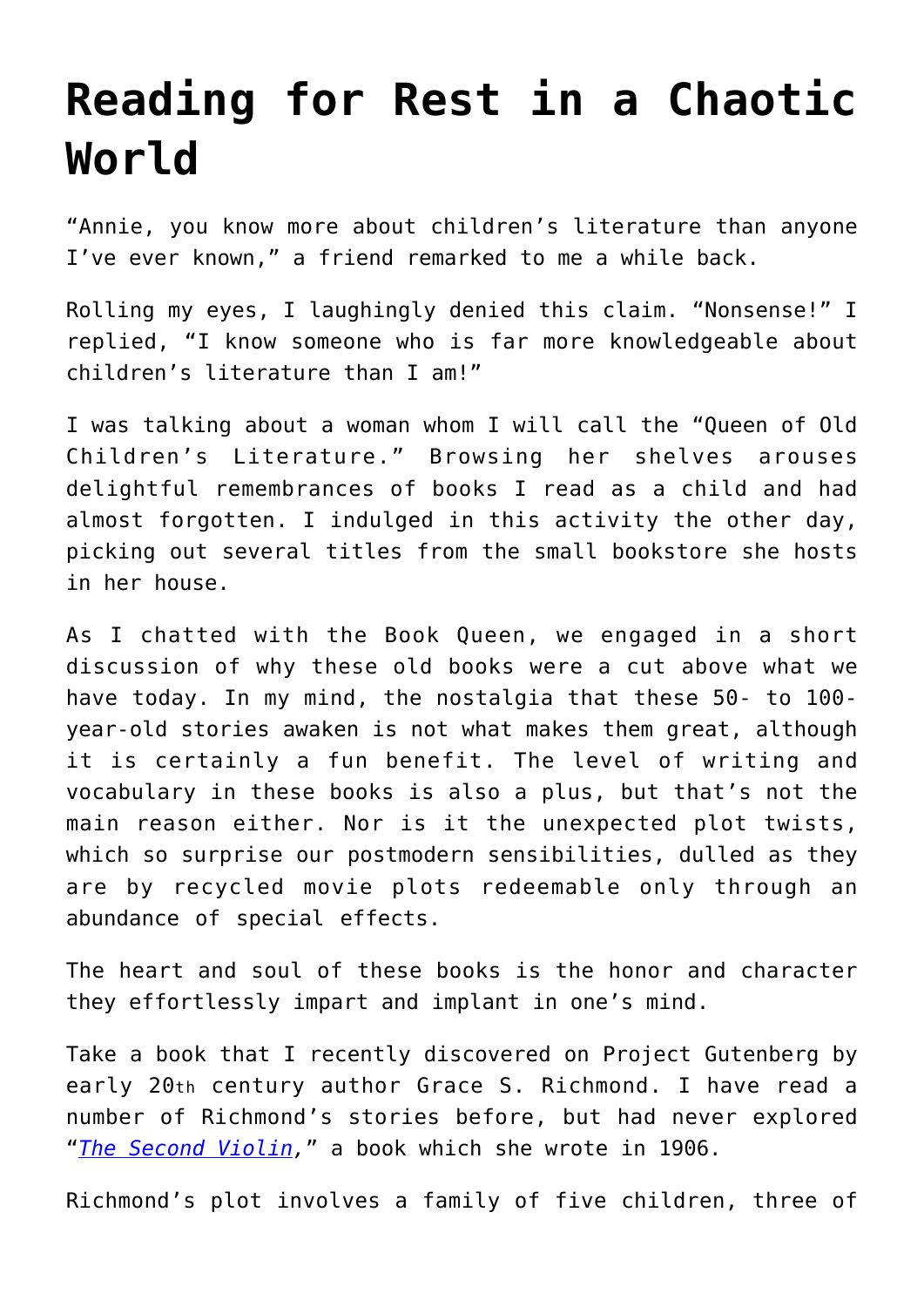# Reading for Rest in a Chaotic World

"Annie, you know more about children's literature than anyone I've ever known," a friend remarked to me a while back.

Rolling my eyes, I laughingly denied this claim. "Nonsense!" I replied, "I know someone who is far more knowledgeable about children's literature than I am!"

I was talking about a woman whom I will call the "Queen of Old Children's Literature." Browsing her shelves arouses delightful remembrances of books I read as a child and had almost forgotten. I indulged in this activity the other day, picking out several titles from the small bookstore she hosts in her house.

As I chatted with the Book Queen, we engaged in a short discussion of why these old books were a cut above what we have today. In my mind, the nostalgia that these 50- to 100-year-old stories awaken is not what makes them great, although it is certainly a fun benefit. The level of writing and vocabulary in these books is also a plus, but that's not the main reason either. Nor is it the unexpected plot twists, which so surprise our postmodern sensibilities, dulled as they are by recycled movie plots redeemable only through an abundance of special effects.

The heart and soul of these books is the honor and character they effortlessly impart and implant in one's mind.

Take a book that I recently discovered on Project Gutenberg by early 20th century author Grace S. Richmond. I have read a number of Richmond's stories before, but had never explored "*The Second Violin*," a book which she wrote in 1906.

Richmond's plot involves a family of five children, three of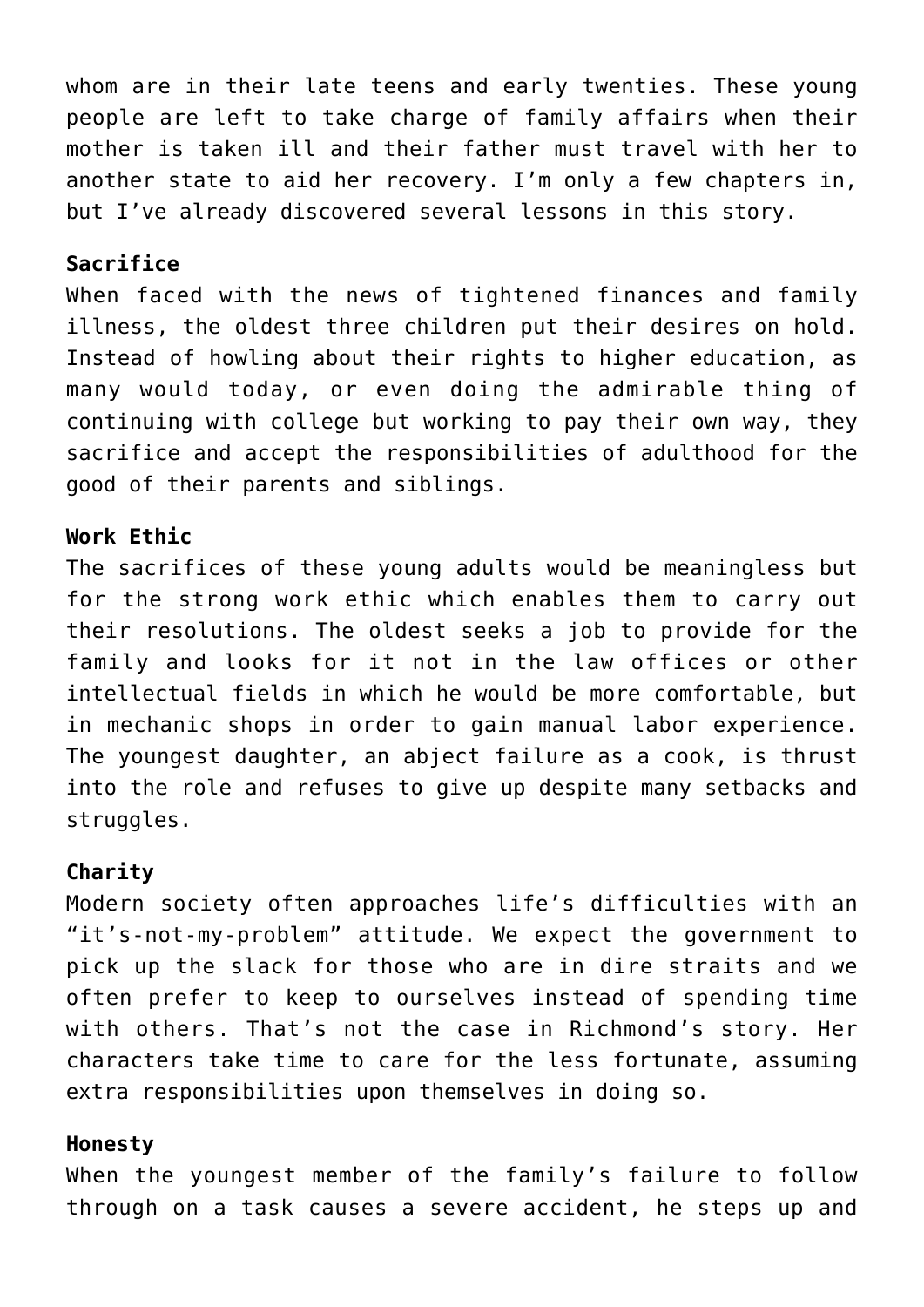whom are in their late teens and early twenties. These young people are left to take charge of family affairs when their mother is taken ill and their father must travel with her to another state to aid her recovery. I'm only a few chapters in, but I've already discovered several lessons in this story.

**Sacrifice**

When faced with the news of tightened finances and family illness, the oldest three children put their desires on hold. Instead of howling about their rights to higher education, as many would today, or even doing the admirable thing of continuing with college but working to pay their own way, they sacrifice and accept the responsibilities of adulthood for the good of their parents and siblings.

**Work Ethic**

The sacrifices of these young adults would be meaningless but for the strong work ethic which enables them to carry out their resolutions. The oldest seeks a job to provide for the family and looks for it not in the law offices or other intellectual fields in which he would be more comfortable, but in mechanic shops in order to gain manual labor experience. The youngest daughter, an abject failure as a cook, is thrust into the role and refuses to give up despite many setbacks and struggles.

**Charity**

Modern society often approaches life's difficulties with an "it's-not-my-problem" attitude. We expect the government to pick up the slack for those who are in dire straits and we often prefer to keep to ourselves instead of spending time with others. That's not the case in Richmond's story. Her characters take time to care for the less fortunate, assuming extra responsibilities upon themselves in doing so.

**Honesty**

When the youngest member of the family's failure to follow through on a task causes a severe accident, he steps up and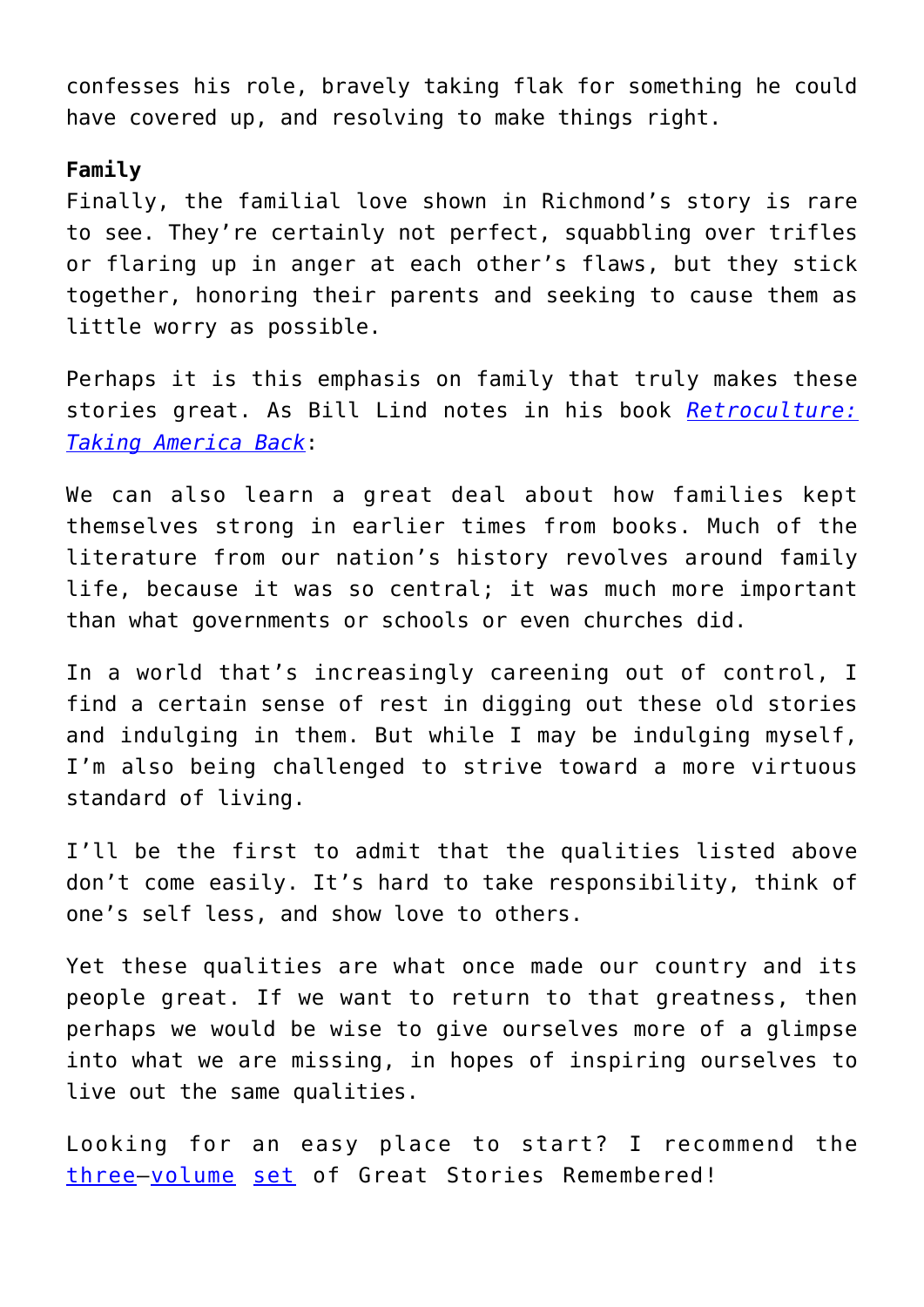confesses his role, bravely taking flak for something he could have covered up, and resolving to make things right.

**Family**

Finally, the familial love shown in Richmond's story is rare to see. They're certainly not perfect, squabbling over trifles or flaring up in anger at each other's flaws, but they stick together, honoring their parents and seeking to cause them as little worry as possible.

Perhaps it is this emphasis on family that truly makes these stories great. As Bill Lind notes in his book *Retroculture: Taking America Back*:

We can also learn a great deal about how families kept themselves strong in earlier times from books. Much of the literature from our nation's history revolves around family life, because it was so central; it was much more important than what governments or schools or even churches did.

In a world that's increasingly careening out of control, I find a certain sense of rest in digging out these old stories and indulging in them. But while I may be indulging myself, I'm also being challenged to strive toward a more virtuous standard of living.

I'll be the first to admit that the qualities listed above don't come easily. It's hard to take responsibility, think of one's self less, and show love to others.

Yet these qualities are what once made our country and its people great. If we want to return to that greatness, then perhaps we would be wise to give ourselves more of a glimpse into what we are missing, in hopes of inspiring ourselves to live out the same qualities.

Looking for an easy place to start? I recommend the three–volume set of Great Stories Remembered!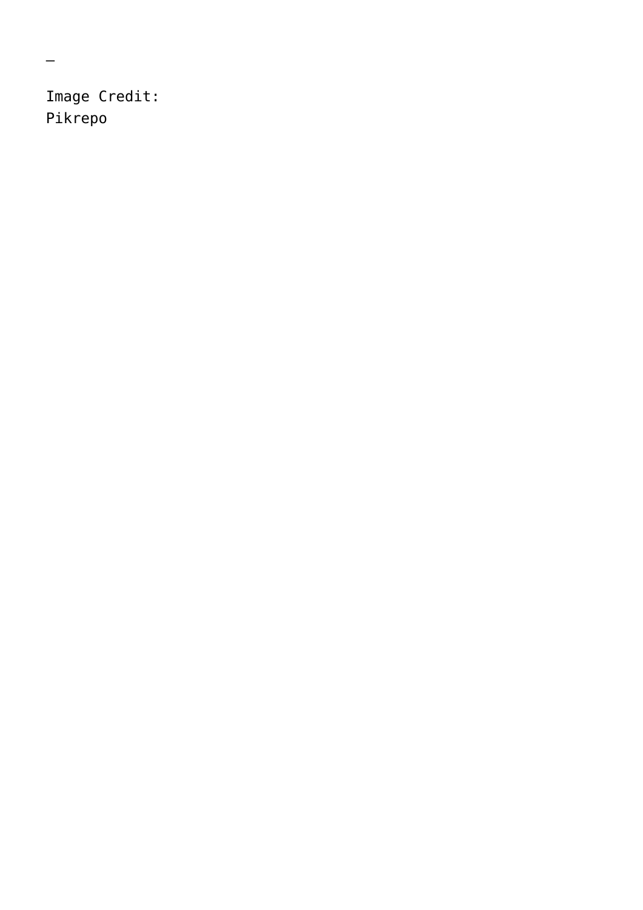_

Image Credit:
Pikrepo